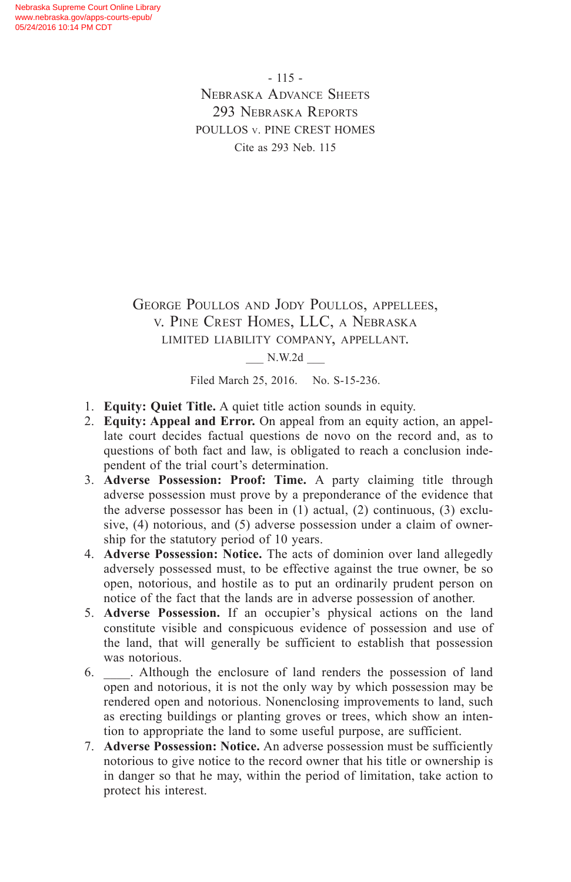George Poullos and Jody Poullos, appellees, v. Pine Crest Homes, LLC, a Nebraska limited liability company, appellant.

___ N.W.2d ___

Filed March 25, 2016. No. S-15-236.

1. **Equity: Quiet Title.** A quiet title action sounds in equity.
2. **Equity: Appeal and Error.** On appeal from an equity action, an appellate court decides factual questions de novo on the record and, as to questions of both fact and law, is obligated to reach a conclusion independent of the trial court's determination.
3. **Adverse Possession: Proof: Time.** A party claiming title through adverse possession must prove by a preponderance of the evidence that the adverse possessor has been in (1) actual, (2) continuous, (3) exclusive, (4) notorious, and (5) adverse possession under a claim of ownership for the statutory period of 10 years.
4. **Adverse Possession: Notice.** The acts of dominion over land allegedly adversely possessed must, to be effective against the true owner, be so open, notorious, and hostile as to put an ordinarily prudent person on notice of the fact that the lands are in adverse possession of another.
5. **Adverse Possession.** If an occupier's physical actions on the land constitute visible and conspicuous evidence of possession and use of the land, that will generally be sufficient to establish that possession was notorious.
6. ____. Although the enclosure of land renders the possession of land open and notorious, it is not the only way by which possession may be rendered open and notorious. Nonenclosing improvements to land, such as erecting buildings or planting groves or trees, which show an intention to appropriate the land to some useful purpose, are sufficient.
7. **Adverse Possession: Notice.** An adverse possession must be sufficiently notorious to give notice to the record owner that his title or ownership is in danger so that he may, within the period of limitation, take action to protect his interest.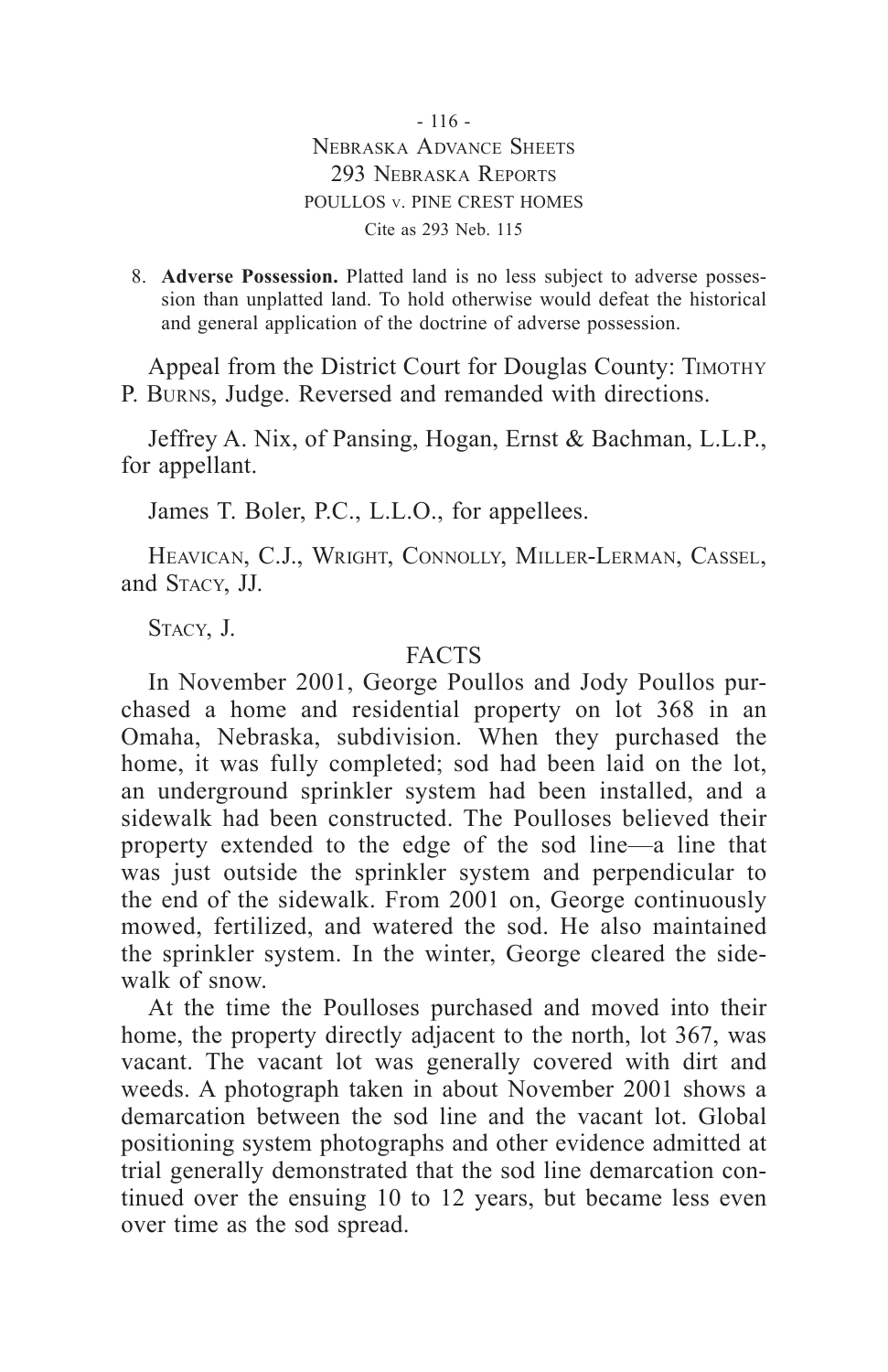8. **Adverse Possession.** Platted land is no less subject to adverse possession than unplatted land. To hold otherwise would defeat the historical and general application of the doctrine of adverse possession.

Appeal from the District Court for Douglas County: Timothy P. Burns, Judge. Reversed and remanded with directions.

Jeffrey A. Nix, of Pansing, Hogan, Ernst & Bachman, L.L.P., for appellant.

James T. Boler, P.C., L.L.O., for appellees.

Heavican, C.J., Wright, Connolly, Miller-Lerman, Cassel, and Stacy, JJ.

Stacy, J.

## FACTS

In November 2001, George Poullos and Jody Poullos purchased a home and residential property on lot 368 in an Omaha, Nebraska, subdivision. When they purchased the home, it was fully completed; sod had been laid on the lot, an underground sprinkler system had been installed, and a sidewalk had been constructed. The Poulloses believed their property extended to the edge of the sod line—a line that was just outside the sprinkler system and perpendicular to the end of the sidewalk. From 2001 on, George continuously mowed, fertilized, and watered the sod. He also maintained the sprinkler system. In the winter, George cleared the sidewalk of snow.

At the time the Poulloses purchased and moved into their home, the property directly adjacent to the north, lot 367, was vacant. The vacant lot was generally covered with dirt and weeds. A photograph taken in about November 2001 shows a demarcation between the sod line and the vacant lot. Global positioning system photographs and other evidence admitted at trial generally demonstrated that the sod line demarcation continued over the ensuing 10 to 12 years, but became less even over time as the sod spread.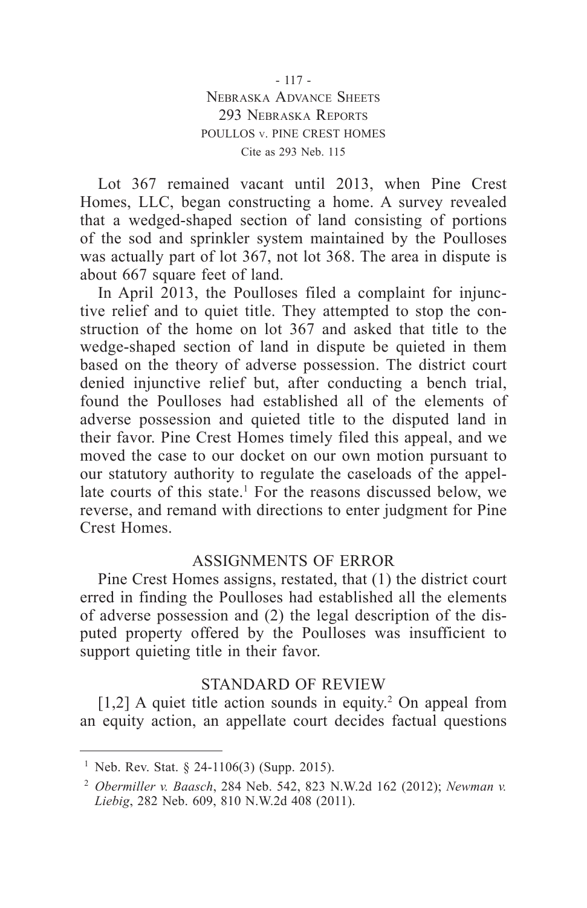Lot 367 remained vacant until 2013, when Pine Crest Homes, LLC, began constructing a home. A survey revealed that a wedged-shaped section of land consisting of portions of the sod and sprinkler system maintained by the Poulloses was actually part of lot 367, not lot 368. The area in dispute is about 667 square feet of land.

In April 2013, the Poulloses filed a complaint for injunctive relief and to quiet title. They attempted to stop the construction of the home on lot 367 and asked that title to the wedge-shaped section of land in dispute be quieted in them based on the theory of adverse possession. The district court denied injunctive relief but, after conducting a bench trial, found the Poulloses had established all of the elements of adverse possession and quieted title to the disputed land in their favor. Pine Crest Homes timely filed this appeal, and we moved the case to our docket on our own motion pursuant to our statutory authority to regulate the caseloads of the appellate courts of this state.[1] For the reasons discussed below, we reverse, and remand with directions to enter judgment for Pine Crest Homes.

## ASSIGNMENTS OF ERROR

Pine Crest Homes assigns, restated, that (1) the district court erred in finding the Poulloses had established all the elements of adverse possession and (2) the legal description of the disputed property offered by the Poulloses was insufficient to support quieting title in their favor.

## STANDARD OF REVIEW

[1,2] A quiet title action sounds in equity.[2] On appeal from an equity action, an appellate court decides factual questions

---

[1] Neb. Rev. Stat. § 24-1106(3) (Supp. 2015).

[2] *Obermiller v. Baasch*, 284 Neb. 542, 823 N.W.2d 162 (2012); *Newman v. Liebig*, 282 Neb. 609, 810 N.W.2d 408 (2011).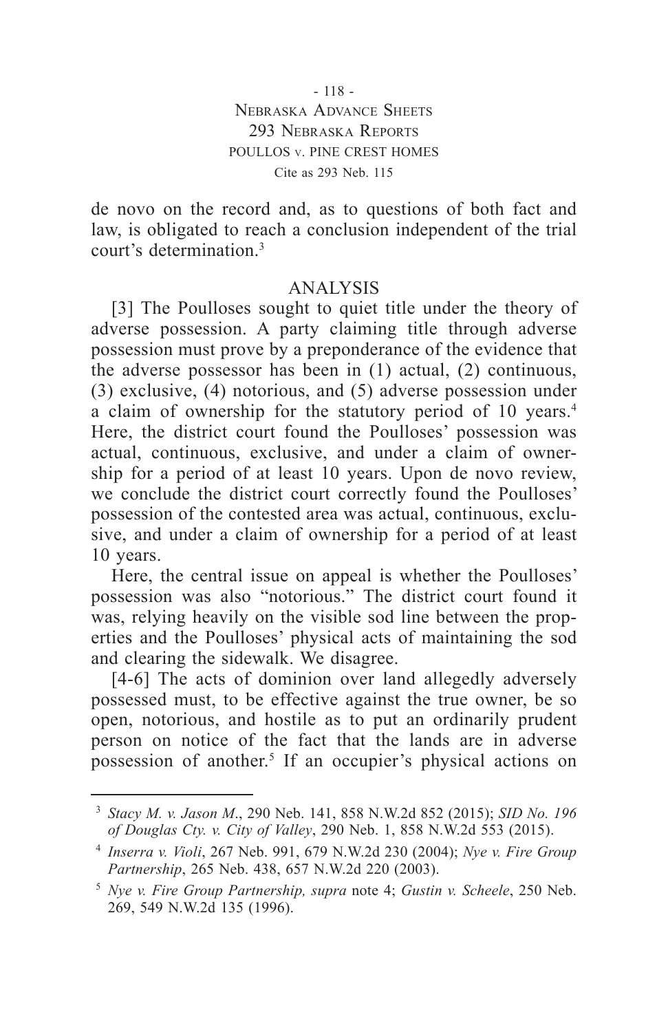de novo on the record and, as to questions of both fact and law, is obligated to reach a conclusion independent of the trial court's determination.[3]

## ANALYSIS

[3] The Poulloses sought to quiet title under the theory of adverse possession. A party claiming title through adverse possession must prove by a preponderance of the evidence that the adverse possessor has been in (1) actual, (2) continuous, (3) exclusive, (4) notorious, and (5) adverse possession under a claim of ownership for the statutory period of 10 years.[4] Here, the district court found the Poulloses' possession was actual, continuous, exclusive, and under a claim of ownership for a period of at least 10 years. Upon de novo review, we conclude the district court correctly found the Poulloses' possession of the contested area was actual, continuous, exclusive, and under a claim of ownership for a period of at least 10 years.

Here, the central issue on appeal is whether the Poulloses' possession was also "notorious." The district court found it was, relying heavily on the visible sod line between the properties and the Poulloses' physical acts of maintaining the sod and clearing the sidewalk. We disagree.

[4-6] The acts of dominion over land allegedly adversely possessed must, to be effective against the true owner, be so open, notorious, and hostile as to put an ordinarily prudent person on notice of the fact that the lands are in adverse possession of another.[5] If an occupier's physical actions on

---

[3] *Stacy M. v. Jason M.*, 290 Neb. 141, 858 N.W.2d 852 (2015); *SID No. 196 of Douglas Cty. v. City of Valley*, 290 Neb. 1, 858 N.W.2d 553 (2015).

[4] *Inserra v. Violi*, 267 Neb. 991, 679 N.W.2d 230 (2004); *Nye v. Fire Group Partnership*, 265 Neb. 438, 657 N.W.2d 220 (2003).

[5] *Nye v. Fire Group Partnership, supra* note 4; *Gustin v. Scheele*, 250 Neb. 269, 549 N.W.2d 135 (1996).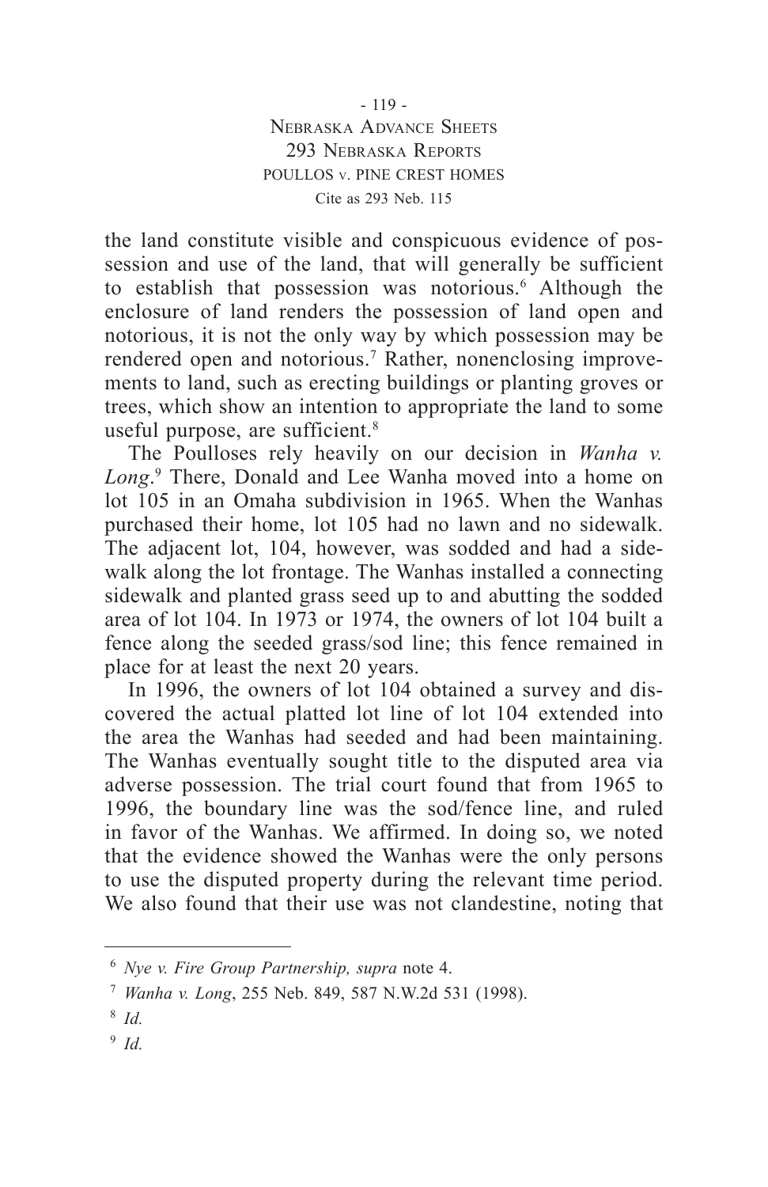the land constitute visible and conspicuous evidence of possession and use of the land, that will generally be sufficient to establish that possession was notorious.[6] Although the enclosure of land renders the possession of land open and notorious, it is not the only way by which possession may be rendered open and notorious.[7] Rather, nonenclosing improvements to land, such as erecting buildings or planting groves or trees, which show an intention to appropriate the land to some useful purpose, are sufficient.[8]

The Poulloses rely heavily on our decision in *Wanha v. Long*.[9] There, Donald and Lee Wanha moved into a home on lot 105 in an Omaha subdivision in 1965. When the Wanhas purchased their home, lot 105 had no lawn and no sidewalk. The adjacent lot, 104, however, was sodded and had a sidewalk along the lot frontage. The Wanhas installed a connecting sidewalk and planted grass seed up to and abutting the sodded area of lot 104. In 1973 or 1974, the owners of lot 104 built a fence along the seeded grass/sod line; this fence remained in place for at least the next 20 years.

In 1996, the owners of lot 104 obtained a survey and discovered the actual platted lot line of lot 104 extended into the area the Wanhas had seeded and had been maintaining. The Wanhas eventually sought title to the disputed area via adverse possession. The trial court found that from 1965 to 1996, the boundary line was the sod/fence line, and ruled in favor of the Wanhas. We affirmed. In doing so, we noted that the evidence showed the Wanhas were the only persons to use the disputed property during the relevant time period. We also found that their use was not clandestine, noting that

---

[6] *Nye v. Fire Group Partnership, supra* note 4.

[7] *Wanha v. Long*, 255 Neb. 849, 587 N.W.2d 531 (1998).

[8] *Id.*

[9] *Id.*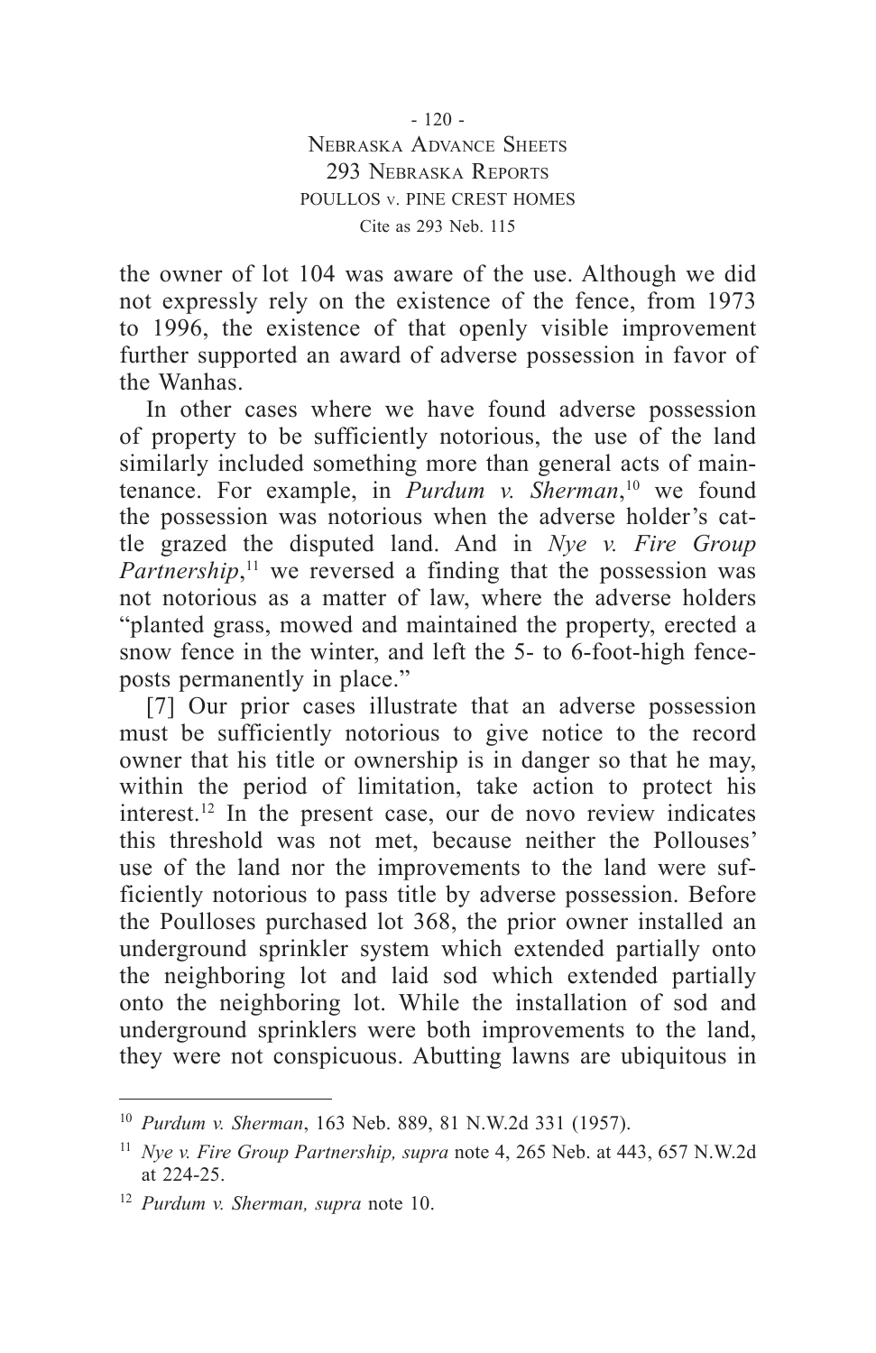the owner of lot 104 was aware of the use. Although we did not expressly rely on the existence of the fence, from 1973 to 1996, the existence of that openly visible improvement further supported an award of adverse possession in favor of the Wanhas.

In other cases where we have found adverse possession of property to be sufficiently notorious, the use of the land similarly included something more than general acts of maintenance. For example, in *Purdum v. Sherman*,[10] we found the possession was notorious when the adverse holder's cattle grazed the disputed land. And in *Nye v. Fire Group Partnership*,[11] we reversed a finding that the possession was not notorious as a matter of law, where the adverse holders "planted grass, mowed and maintained the property, erected a snow fence in the winter, and left the 5- to 6-foot-high fence-posts permanently in place."

[7] Our prior cases illustrate that an adverse possession must be sufficiently notorious to give notice to the record owner that his title or ownership is in danger so that he may, within the period of limitation, take action to protect his interest.[12] In the present case, our de novo review indicates this threshold was not met, because neither the Pollouses' use of the land nor the improvements to the land were sufficiently notorious to pass title by adverse possession. Before the Poulloses purchased lot 368, the prior owner installed an underground sprinkler system which extended partially onto the neighboring lot and laid sod which extended partially onto the neighboring lot. While the installation of sod and underground sprinklers were both improvements to the land, they were not conspicuous. Abutting lawns are ubiquitous in

---

[10] *Purdum v. Sherman*, 163 Neb. 889, 81 N.W.2d 331 (1957).

[11] *Nye v. Fire Group Partnership, supra* note 4, 265 Neb. at 443, 657 N.W.2d at 224-25.

[12] *Purdum v. Sherman, supra* note 10.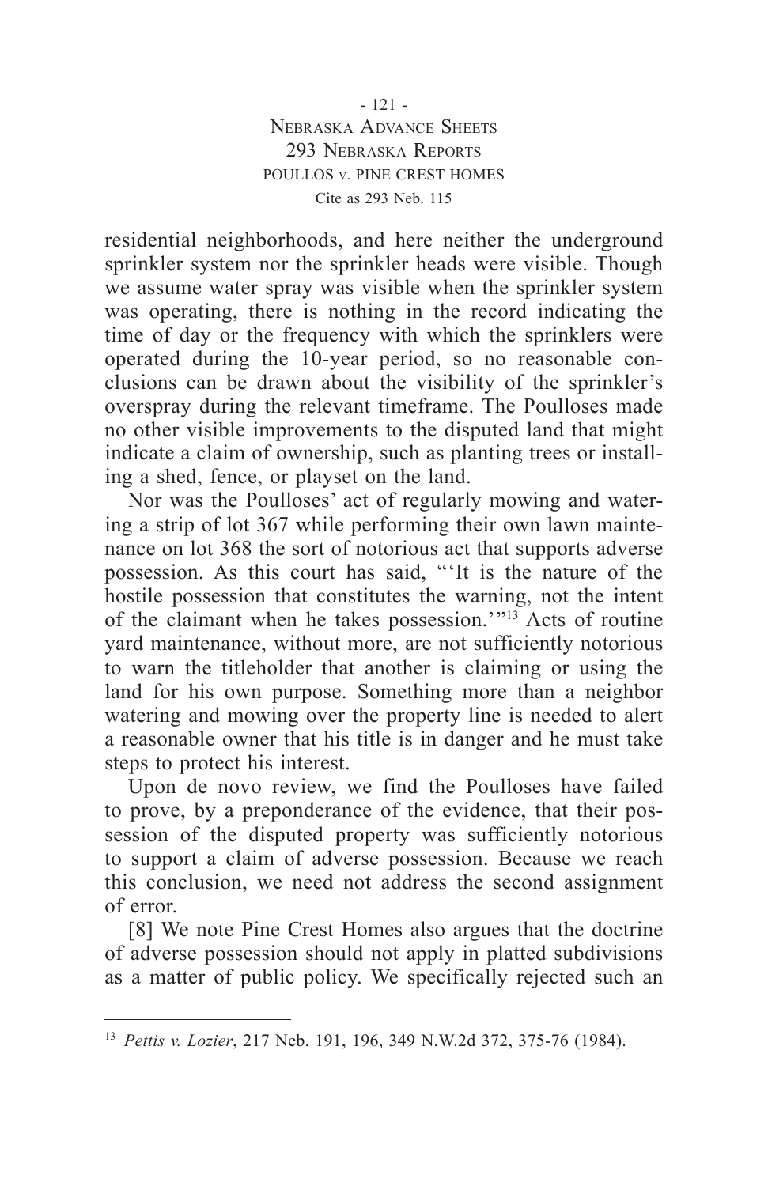residential neighborhoods, and here neither the underground sprinkler system nor the sprinkler heads were visible. Though we assume water spray was visible when the sprinkler system was operating, there is nothing in the record indicating the time of day or the frequency with which the sprinklers were operated during the 10-year period, so no reasonable conclusions can be drawn about the visibility of the sprinkler's overspray during the relevant timeframe. The Poulloses made no other visible improvements to the disputed land that might indicate a claim of ownership, such as planting trees or installing a shed, fence, or playset on the land.

Nor was the Poulloses' act of regularly mowing and watering a strip of lot 367 while performing their own lawn maintenance on lot 368 the sort of notorious act that supports adverse possession. As this court has said, "'It is the nature of the hostile possession that constitutes the warning, not the intent of the claimant when he takes possession.'"[13] Acts of routine yard maintenance, without more, are not sufficiently notorious to warn the titleholder that another is claiming or using the land for his own purpose. Something more than a neighbor watering and mowing over the property line is needed to alert a reasonable owner that his title is in danger and he must take steps to protect his interest.

Upon de novo review, we find the Poulloses have failed to prove, by a preponderance of the evidence, that their possession of the disputed property was sufficiently notorious to support a claim of adverse possession. Because we reach this conclusion, we need not address the second assignment of error.

[8] We note Pine Crest Homes also argues that the doctrine of adverse possession should not apply in platted subdivisions as a matter of public policy. We specifically rejected such an

---

[13] *Pettis v. Lozier*, 217 Neb. 191, 196, 349 N.W.2d 372, 375-76 (1984).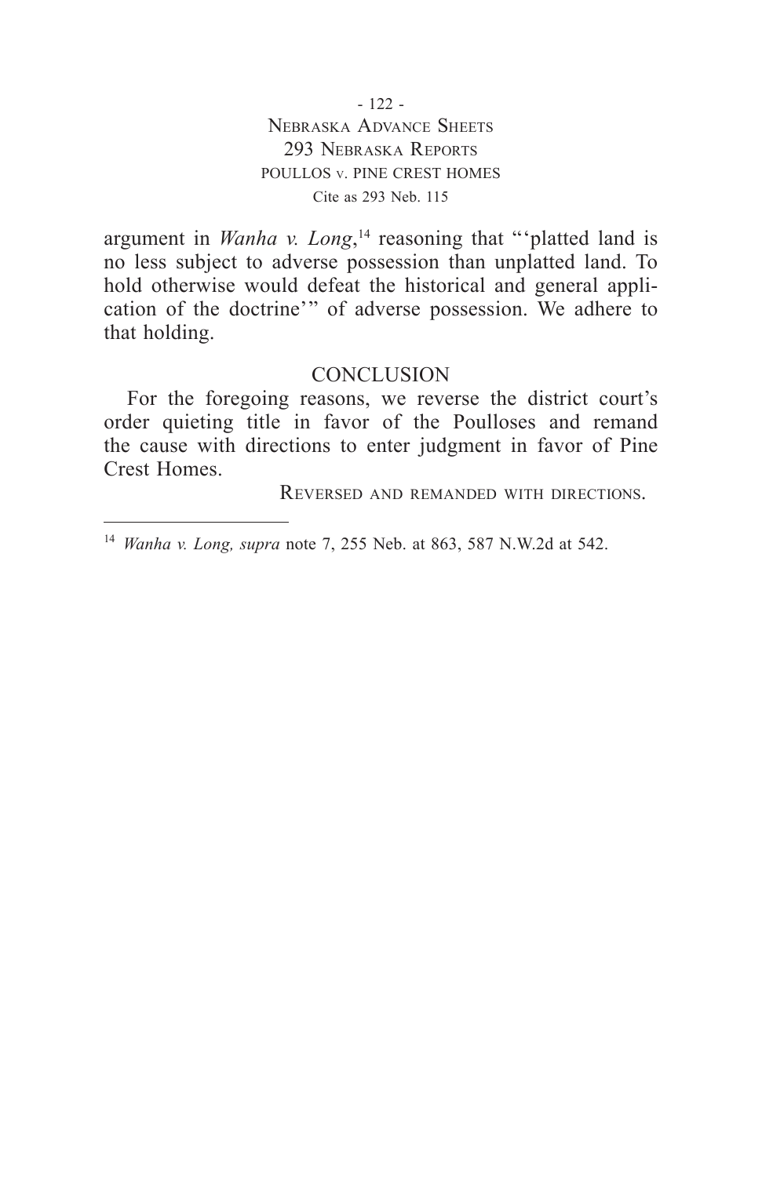argument in *Wanha v. Long*,[14] reasoning that "'platted land is no less subject to adverse possession than unplatted land. To hold otherwise would defeat the historical and general application of the doctrine'" of adverse possession. We adhere to that holding.

## CONCLUSION

For the foregoing reasons, we reverse the district court's order quieting title in favor of the Poulloses and remand the cause with directions to enter judgment in favor of Pine Crest Homes.

REVERSED AND REMANDED WITH DIRECTIONS.

---

[14] *Wanha v. Long, supra* note 7, 255 Neb. at 863, 587 N.W.2d at 542.